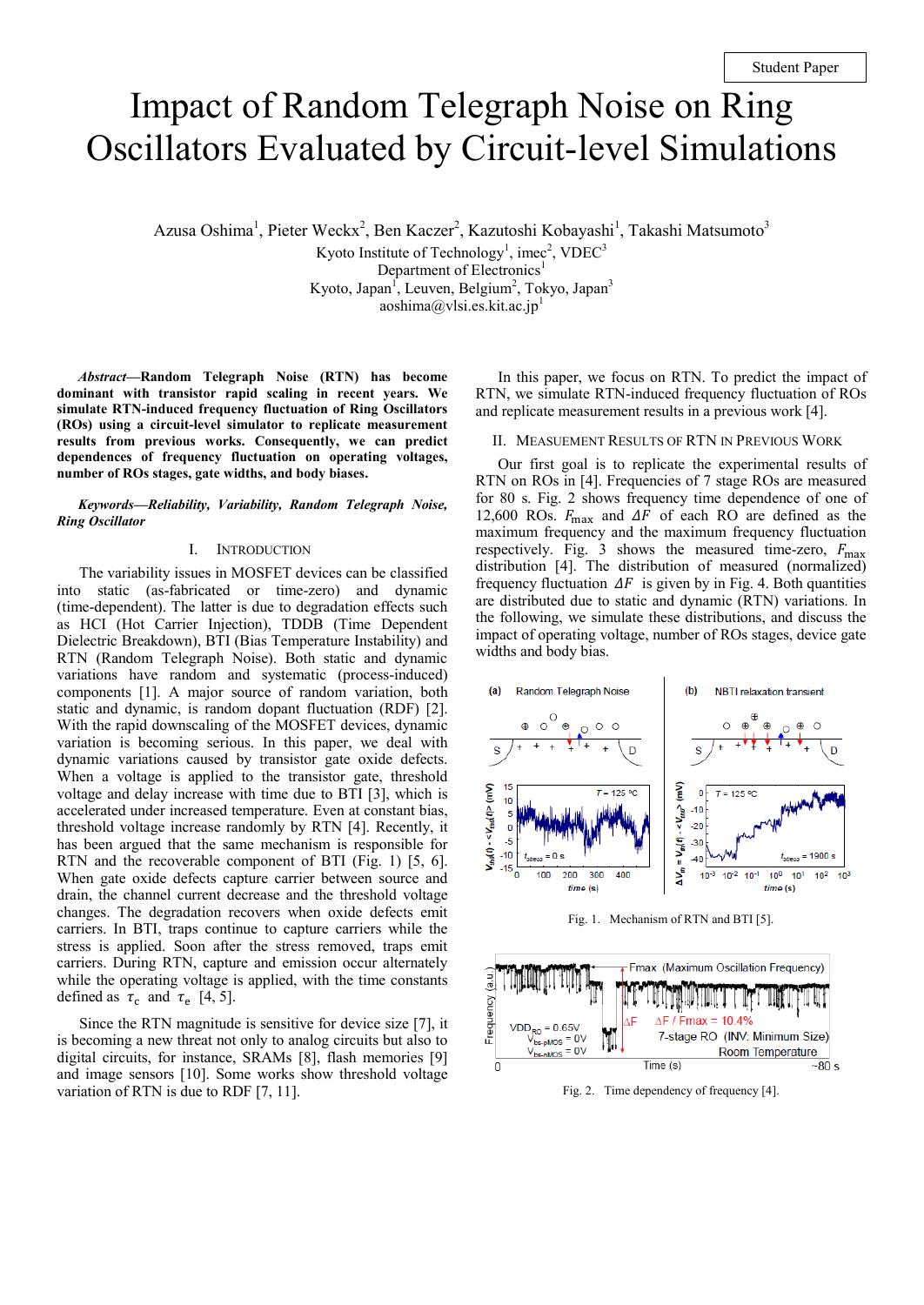Student Paper

# Impact of Random Telegraph Noise on Ring Oscillators Evaluated by Circuit-level Simulations

Azusa Oshima[1], Pieter Weckx[2], Ben Kaczer[2], Kazutoshi Kobayashi[1], Takashi Matsumoto[3]

Kyoto Institute of Technology[1], imec[2], VDEC[3]
Department of Electronics[1]
Kyoto, Japan[1], Leuven, Belgium[2], Tokyo, Japan[3]
aoshima@vlsi.es.kit.ac.jp[1]

***Abstract*—Random Telegraph Noise (RTN) has become dominant with transistor rapid scaling in recent years. We simulate RTN-induced frequency fluctuation of Ring Oscillators (ROs) using a circuit-level simulator to replicate measurement results from previous works. Consequently, we can predict dependences of frequency fluctuation on operating voltages, number of ROs stages, gate widths, and body biases.**

***Keywords—Reliability, Variability, Random Telegraph Noise, Ring Oscillator***

## I. Introduction

The variability issues in MOSFET devices can be classified into static (as-fabricated or time-zero) and dynamic (time-dependent). The latter is due to degradation effects such as HCI (Hot Carrier Injection), TDDB (Time Dependent Dielectric Breakdown), BTI (Bias Temperature Instability) and RTN (Random Telegraph Noise). Both static and dynamic variations have random and systematic (process-induced) components [1]. A major source of random variation, both static and dynamic, is random dopant fluctuation (RDF) [2]. With the rapid downscaling of the MOSFET devices, dynamic variation is becoming serious. In this paper, we deal with dynamic variations caused by transistor gate oxide defects. When a voltage is applied to the transistor gate, threshold voltage and delay increase with time due to BTI [3], which is accelerated under increased temperature. Even at constant bias, threshold voltage increase randomly by RTN [4]. Recently, it has been argued that the same mechanism is responsible for RTN and the recoverable component of BTI (Fig. 1) [5, 6]. When gate oxide defects capture carrier between source and drain, the channel current decrease and the threshold voltage changes. The degradation recovers when oxide defects emit carriers. In BTI, traps continue to capture carriers while the stress is applied. Soon after the stress removed, traps emit carriers. During RTN, capture and emission occur alternately while the operating voltage is applied, with the time constants defined as $\tau_c$ and $\tau_e$ [4, 5].

Since the RTN magnitude is sensitive for device size [7], it is becoming a new threat not only to analog circuits but also to digital circuits, for instance, SRAMs [8], flash memories [9] and image sensors [10]. Some works show threshold voltage variation of RTN is due to RDF [7, 11].

In this paper, we focus on RTN. To predict the impact of RTN, we simulate RTN-induced frequency fluctuation of ROs and replicate measurement results in a previous work [4].

## II. Measuement Results of RTN in Previous Work

Our first goal is to replicate the experimental results of RTN on ROs in [4]. Frequencies of 7 stage ROs are measured for 80 s. Fig. 2 shows frequency time dependence of one of 12,600 ROs. $F_{max}$ and $\Delta F$ of each RO are defined as the maximum frequency and the maximum frequency fluctuation respectively. Fig. 3 shows the measured time-zero, $F_{max}$ distribution [4]. The distribution of measured (normalized) frequency fluctuation $\Delta F$ is given by in Fig. 4. Both quantities are distributed due to static and dynamic (RTN) variations. In the following, we simulate these distributions, and discuss the impact of operating voltage, number of ROs stages, device gate widths and body bias.

Fig. 1. Mechanism of RTN and BTI [5].

Fig. 2. Time dependency of frequency [4].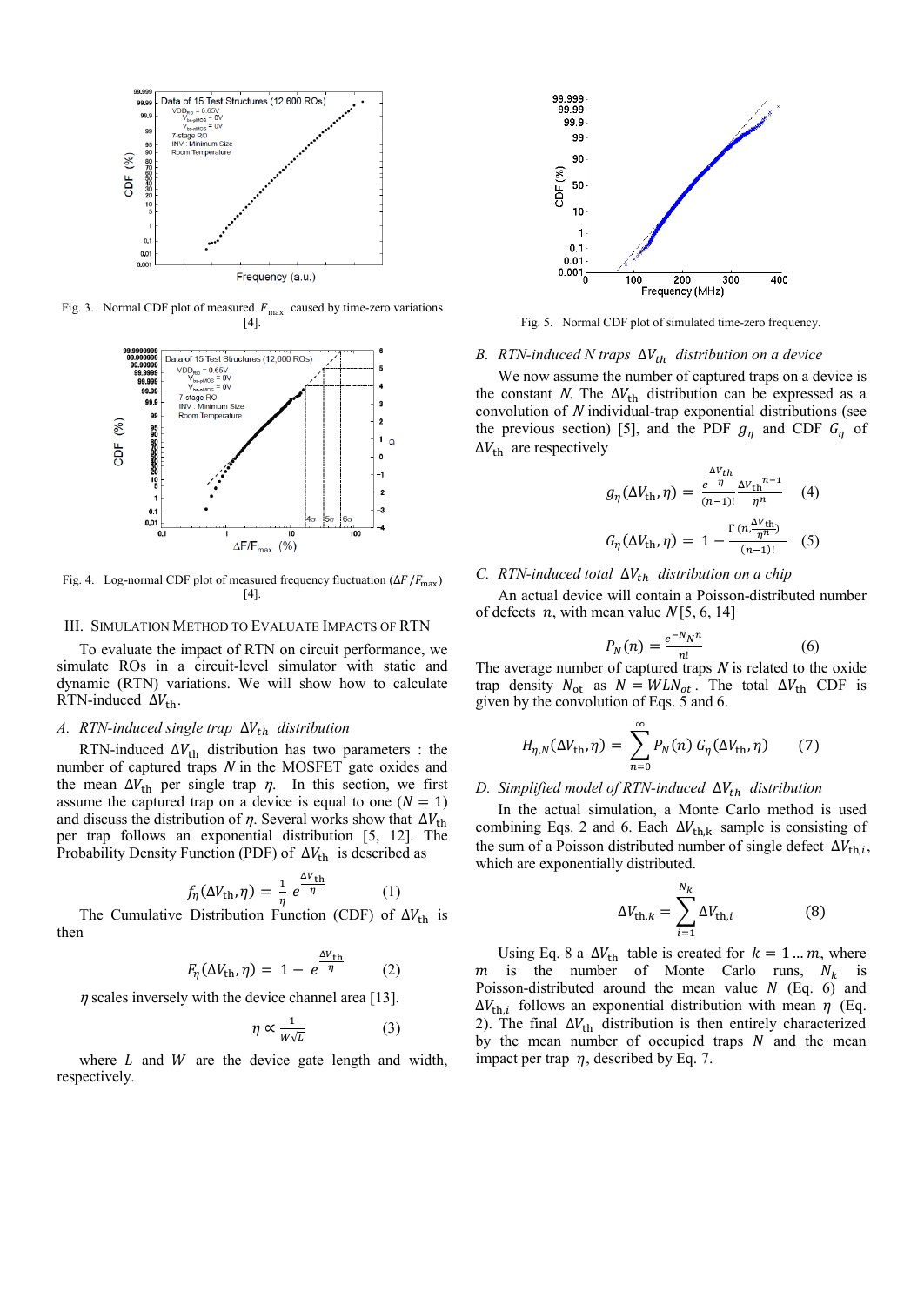Fig. 3. Normal CDF plot of measured $F_{max}$ caused by time-zero variations [4].

Fig. 4. Log-normal CDF plot of measured frequency fluctuation ($\Delta F / F_{max}$) [4].

Fig. 5. Normal CDF plot of simulated time-zero frequency.

## III. Simulation Method to Evaluate Impacts of RTN

To evaluate the impact of RTN on circuit performance, we simulate ROs in a circuit-level simulator with static and dynamic (RTN) variations. We will show how to calculate RTN-induced $\Delta V_{\rm th}$.

### *A. RTN-induced single trap $\Delta V_{th}$ distribution*

RTN-induced $\Delta V_{\rm th}$ distribution has two parameters : the number of captured traps $N$ in the MOSFET gate oxides and the mean $\Delta V_{\rm th}$ per single trap $\eta$. In this section, we first assume the captured trap on a device is equal to one ($N = 1$) and discuss the distribution of $\eta$. Several works show that $\Delta V_{\rm th}$ per trap follows an exponential distribution [5, 12]. The Probability Density Function (PDF) of $\Delta V_{\rm th}$ is described as

$$f_\eta(\Delta V_{\rm th}, \eta) = \frac{1}{\eta}\, e^{\frac{\Delta V_{\rm th}}{\eta}} \qquad (1)$$

The Cumulative Distribution Function (CDF) of $\Delta V_{\rm th}$ is then

$$F_\eta(\Delta V_{\rm th}, \eta) = 1 - e^{\frac{\Delta V_{\rm th}}{\eta}} \qquad (2)$$

$\eta$ scales inversely with the device channel area [13].

$$\eta \propto \frac{1}{W\sqrt{L}} \qquad (3)$$

where $L$ and $W$ are the device gate length and width, respectively.

### *B. RTN-induced N traps $\Delta V_{th}$ distribution on a device*

We now assume the number of captured traps on a device is the constant $N$. The $\Delta V_{\rm th}$ distribution can be expressed as a convolution of $N$ individual-trap exponential distributions (see the previous section) [5], and the PDF $g_\eta$ and CDF $G_\eta$ of $\Delta V_{\rm th}$ are respectively

$$g_\eta(\Delta V_{\rm th}, \eta) = \frac{e^{\frac{\Delta V_{th}}{\eta}}}{(n-1)!} \frac{\Delta V_{\rm th}{}^{n-1}}{\eta^n} \qquad (4)$$

$$G_\eta(\Delta V_{\rm th}, \eta) = 1 - \frac{\Gamma\left(n, \frac{\Delta V_{\rm th}}{\eta^n}\right)}{(n-1)!} \qquad (5)$$

### *C. RTN-induced total $\Delta V_{th}$ distribution on a chip*

An actual device will contain a Poisson-distributed number of defects $n$, with mean value $N$ [5, 6, 14]

$$P_N(n) = \frac{e^{-N} N^n}{n!} \qquad (6)$$

The average number of captured traps $N$ is related to the oxide trap density $N_{\rm ot}$ as $N = WLN_{ot}$. The total $\Delta V_{\rm th}$ CDF is given by the convolution of Eqs. 5 and 6.

$$H_{\eta,N}(\Delta V_{\rm th}, \eta) = \sum_{n=0}^{\infty} P_N(n)\, G_\eta(\Delta V_{\rm th}, \eta) \qquad (7)$$

### *D. Simplified model of RTN-induced $\Delta V_{th}$ distribution*

In the actual simulation, a Monte Carlo method is used combining Eqs. 2 and 6. Each $\Delta V_{\rm th,k}$ sample is consisting of the sum of a Poisson distributed number of single defect $\Delta V_{{\rm th},i}$, which are exponentially distributed.

$$\Delta V_{{\rm th},k} = \sum_{i=1}^{N_k} \Delta V_{{\rm th},i} \qquad (8)$$

Using Eq. 8 a $\Delta V_{\rm th}$ table is created for $k = 1 \ldots m$, where $m$ is the number of Monte Carlo runs, $N_k$ is Poisson-distributed around the mean value $N$ (Eq. 6) and $\Delta V_{{\rm th},i}$ follows an exponential distribution with mean $\eta$ (Eq. 2). The final $\Delta V_{\rm th}$ distribution is then entirely characterized by the mean number of occupied traps $N$ and the mean impact per trap $\eta$, described by Eq. 7.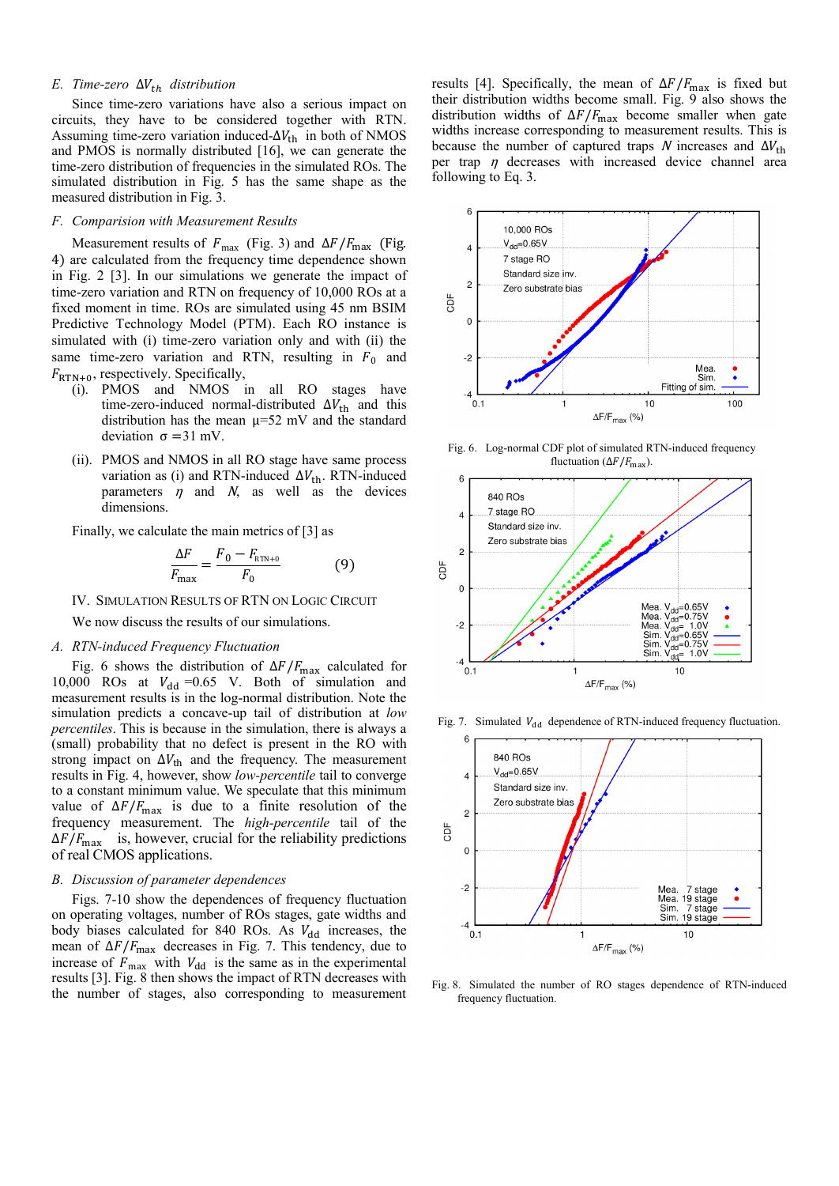### *E. Time-zero $\Delta V_{th}$ distribution*

Since time-zero variations have also a serious impact on circuits, they have to be considered together with RTN. Assuming time-zero variation induced-$\Delta V_{\rm th}$ in both of NMOS and PMOS is normally distributed [16], we can generate the time-zero distribution of frequencies in the simulated ROs. The simulated distribution in Fig. 5 has the same shape as the measured distribution in Fig. 3.

### *F. Comparision with Measurement Results*

Measurement results of $F_{\rm max}$ (Fig. 3) and $\Delta F/F_{\rm max}$ (Fig. 4) are calculated from the frequency time dependence shown in Fig. 2 [3]. In our simulations we generate the impact of time-zero variation and RTN on frequency of 10,000 ROs at a fixed moment in time. ROs are simulated using 45 nm BSIM Predictive Technology Model (PTM). Each RO instance is simulated with (i) time-zero variation only and with (ii) the same time-zero variation and RTN, resulting in $F_0$ and $F_{\rm RTN+0}$, respectively. Specifically,

(i). PMOS and NMOS in all RO stages have time-zero-induced normal-distributed $\Delta V_{\rm th}$ and this distribution has the mean μ=52 mV and the standard deviation σ =31 mV.

(ii). PMOS and NMOS in all RO stage have same process variation as (i) and RTN-induced $\Delta V_{\rm th}$. RTN-induced parameters $\eta$ and $N$, as well as the devices dimensions.

Finally, we calculate the main metrics of [3] as

$$\frac{\Delta F}{F_{\rm max}} = \frac{F_0 - F_{\rm RTN+0}}{F_0} \tag{9}$$

## IV. Simulation Results of RTN on Logic Circuit

We now discuss the results of our simulations.

### *A. RTN-induced Frequency Fluctuation*

Fig. 6 shows the distribution of $\Delta F/F_{\rm max}$ calculated for 10,000 ROs at $V_{\rm dd}$ =0.65 V. Both of simulation and measurement results is in the log-normal distribution. Note the simulation predicts a concave-up tail of distribution at *low percentiles*. This is because in the simulation, there is always a (small) probability that no defect is present in the RO with strong impact on $\Delta V_{\rm th}$ and the frequency. The measurement results in Fig. 4, however, show *low-percentile* tail to converge to a constant minimum value. We speculate that this minimum value of $\Delta F/F_{\rm max}$ is due to a finite resolution of the frequency measurement. The *high-percentile* tail of $\Delta F/F_{\rm max}$ is, however, crucial for the reliability predictions of real CMOS applications.

### *B. Discussion of parameter dependences*

Figs. 7-10 show the dependences of frequency fluctuation on operating voltages, number of ROs stages, gate widths and body biases calculated for 840 ROs. As $V_{\rm dd}$ increases, the mean of $\Delta F/F_{\rm max}$ decreases in Fig. 7. This tendency, due to increase of $F_{\rm max}$ with $V_{\rm dd}$ is the same as in the experimental results [3]. Fig. 8 then shows the impact of RTN decreases with the number of stages, also corresponding to measurement results [4]. Specifically, the mean of $\Delta F/F_{\rm max}$ is fixed but their distribution widths become small. Fig. 9 also shows the distribution widths of $\Delta F/F_{\rm max}$ become smaller when gate widths increase corresponding to measurement results. This is because the number of captured traps $N$ increases and $\Delta V_{\rm th}$ per trap $\eta$ decreases with increased device channel area following to Eq. 3.

Fig. 6. Log-normal CDF plot of simulated RTN-induced frequency fluctuation ($\Delta F/F_{\rm max}$).

Fig. 7. Simulated $V_{\rm dd}$ dependence of RTN-induced frequency fluctuation.

Fig. 8. Simulated the number of RO stages dependence of RTN-induced frequency fluctuation.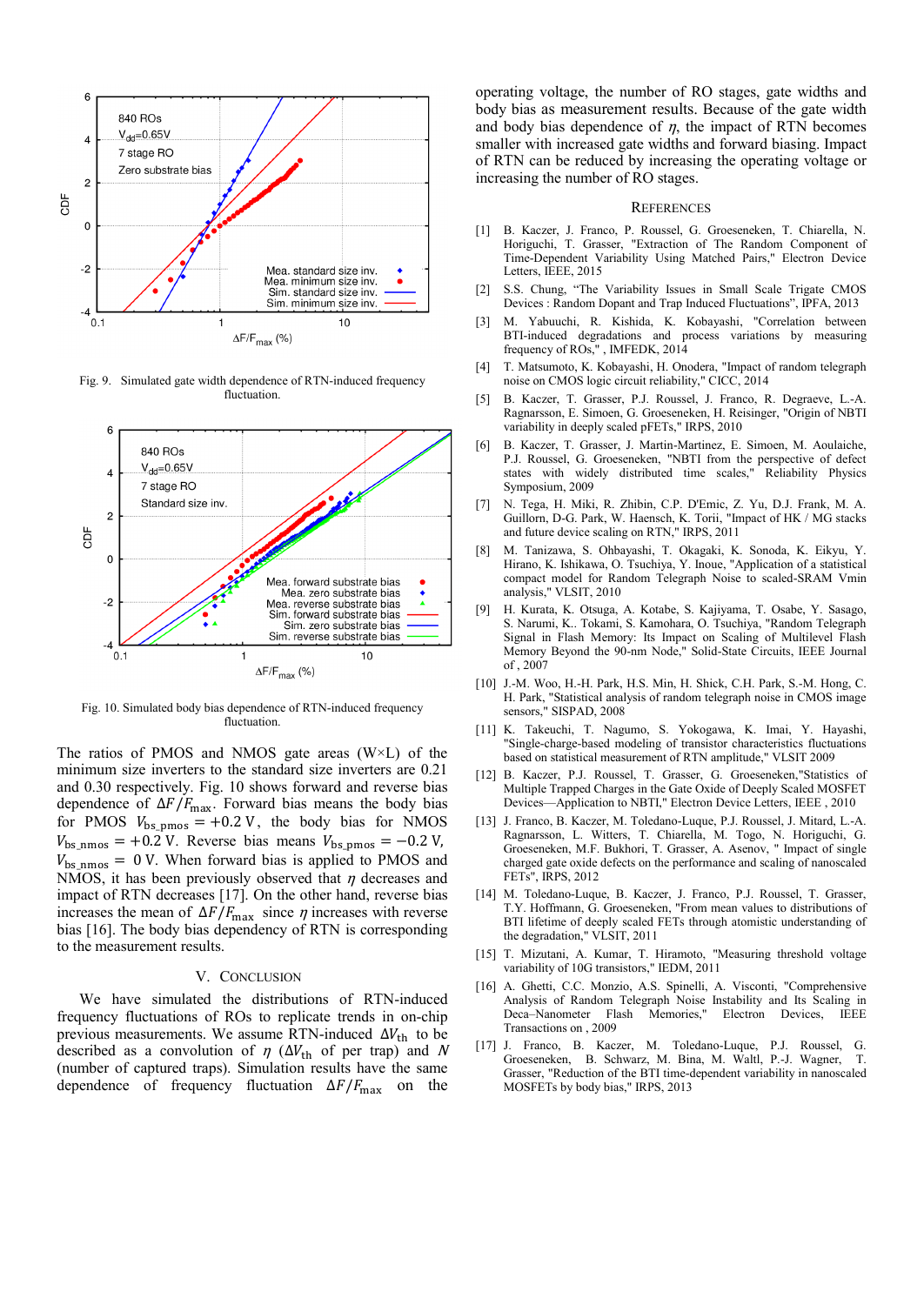6
840 ROs
$V_{dd}$=0.65V
7 stage RO
Zero substrate bias
4
2
0
-2
-4
CDF
Mea. standard size inv.
Mea. minimum size inv.
Sim. standard size inv.
Sim. minimum size inv.
0.1
1
10
$\Delta F/F_{max}$ (%)

Fig. 9. Simulated gate width dependence of RTN-induced frequency fluctuation.

6
840 ROs
$V_{dd}$=0.65V
7 stage RO
Standard size inv.
4
2
0
-2
-4
CDF
Mea. forward substrate bias
Mea. zero substrate bias
Mea. reverse substrate bias
Sim. forward substrate bias
Sim. zero substrate bias
Sim. reverse substrate bias
0.1
1
10
$\Delta F/F_{max}$ (%)

Fig. 10. Simulated body bias dependence of RTN-induced frequency fluctuation.

The ratios of PMOS and NMOS gate areas (W×L) of the minimum size inverters to the standard size inverters are 0.21 and 0.30 respectively. Fig. 10 shows forward and reverse bias dependence of $\Delta F/F_{\max}$. Forward bias means the body bias for PMOS $V_{\text{bs\_pmos}} = +0.2$ V, the body bias for NMOS $V_{\text{bs\_nmos}} = +0.2$ V. Reverse bias means $V_{\text{bs\_pmos}} = -0.2$ V, $V_{\text{bs\_nmos}} = 0$ V. When forward bias is applied to PMOS and NMOS, it has been previously observed that $\eta$ decreases and impact of RTN decreases [17]. On the other hand, reverse bias increases the mean of $\Delta F/F_{\max}$ since $\eta$ increases with reverse bias [16]. The body bias dependency of RTN is corresponding to the measurement results.

## V. Conclusion

We have simulated the distributions of RTN-induced frequency fluctuations of ROs to replicate trends in on-chip previous measurements. We assume RTN-induced $\Delta V_{\text{th}}$ to be described as a convolution of $\eta$ ($\Delta V_{\text{th}}$ of per trap) and $N$ (number of captured traps). Simulation results have the same dependence of frequency fluctuation $\Delta F/F_{\max}$ on the operating voltage, the number of RO stages, gate widths and body bias as measurement results. Because of the gate width and body bias dependence of $\eta$, the impact of RTN becomes smaller with increased gate widths and forward biasing. Impact of RTN can be reduced by increasing the operating voltage or increasing the number of RO stages.

## References

[1] B. Kaczer, J. Franco, P. Roussel, G. Groeseneken, T. Chiarella, N. Horiguchi, T. Grasser, "Extraction of The Random Component of Time-Dependent Variability Using Matched Pairs," Electron Device Letters, IEEE, 2015

[2] S.S. Chung, "The Variability Issues in Small Scale Trigate CMOS Devices : Random Dopant and Trap Induced Fluctuations", IPFA, 2013

[3] M. Yabuuchi, R. Kishida, K. Kobayashi, "Correlation between BTI-induced degradations and process variations by measuring frequency of ROs," , IMFEDK, 2014

[4] T. Matsumoto, K. Kobayashi, H. Onodera, "Impact of random telegraph noise on CMOS logic circuit reliability," CICC, 2014

[5] B. Kaczer, T. Grasser, P.J. Roussel, J. Franco, R. Degraeve, L.-A. Ragnarsson, E. Simoen, G. Groeseneken, H. Reisinger, "Origin of NBTI variability in deeply scaled pFETs," IRPS, 2010

[6] B. Kaczer, T. Grasser, J. Martin-Martinez, E. Simoen, M. Aoulaiche, P.J. Roussel, G. Groeseneken, "NBTI from the perspective of defect states with widely distributed time scales," Reliability Physics Symposium, 2009

[7] N. Tega, H. Miki, R. Zhibin, C.P. D'Emic, Z. Yu, D.J. Frank, M. A. Guillorn, D-G. Park, W. Haensch, K. Torii, "Impact of HK / MG stacks and future device scaling on RTN," IRPS, 2011

[8] M. Tanizawa, S. Ohbayashi, T. Okagaki, K. Sonoda, K. Eikyu, Y. Hirano, K. Ishikawa, O. Tsuchiya, Y. Inoue, "Application of a statistical compact model for Random Telegraph Noise to scaled-SRAM Vmin analysis," VLSIT, 2010

[9] H. Kurata, K. Otsuga, A. Kotabe, S. Kajiyama, T. Osabe, Y. Sasago, S. Narumi, K.. Tokami, S. Kamohara, O. Tsuchiya, "Random Telegraph Signal in Flash Memory: Its Impact on Scaling of Multilevel Flash Memory Beyond the 90-nm Node," Solid-State Circuits, IEEE Journal of , 2007

[10] J.-M. Woo, H.-H. Park, H.S. Min, H. Shick, C.H. Park, S.-M. Hong, C. H. Park, "Statistical analysis of random telegraph noise in CMOS image sensors," SISPAD, 2008

[11] K. Takeuchi, T. Nagumo, S. Yokogawa, K. Imai, Y. Hayashi, "Single-charge-based modeling of transistor characteristics fluctuations based on statistical measurement of RTN amplitude," VLSIT 2009

[12] B. Kaczer, P.J. Roussel, T. Grasser, G. Groeseneken,"Statistics of Multiple Trapped Charges in the Gate Oxide of Deeply Scaled MOSFET Devices—Application to NBTI," Electron Device Letters, IEEE , 2010

[13] J. Franco, B. Kaczer, M. Toledano-Luque, P.J. Roussel, J. Mitard, L.-A. Ragnarsson, L. Witters, T. Chiarella, M. Togo, N. Horiguchi, G. Groeseneken, M.F. Bukhori, T. Grasser, A. Asenov, " Impact of single charged gate oxide defects on the performance and scaling of nanoscaled FETs", IRPS, 2012

[14] M. Toledano-Luque, B. Kaczer, J. Franco, P.J. Roussel, T. Grasser, T.Y. Hoffmann, G. Groeseneken, "From mean values to distributions of BTI lifetime of deeply scaled FETs through atomistic understanding of the degradation," VLSIT, 2011

[15] T. Mizutani, A. Kumar, T. Hiramoto, "Measuring threshold voltage variability of 10G transistors," IEDM, 2011

[16] A. Ghetti, C.C. Monzio, A.S. Spinelli, A. Visconti, "Comprehensive Analysis of Random Telegraph Noise Instability and Its Scaling in Deca–Nanometer Flash Memories," Electron Devices, IEEE Transactions on , 2009

[17] J. Franco, B. Kaczer, M. Toledano-Luque, P.J. Roussel, G. Groeseneken, B. Schwarz, M. Bina, M. Waltl, P.-J. Wagner, T. Grasser, "Reduction of the BTI time-dependent variability in nanoscaled MOSFETs by body bias," IRPS, 2013